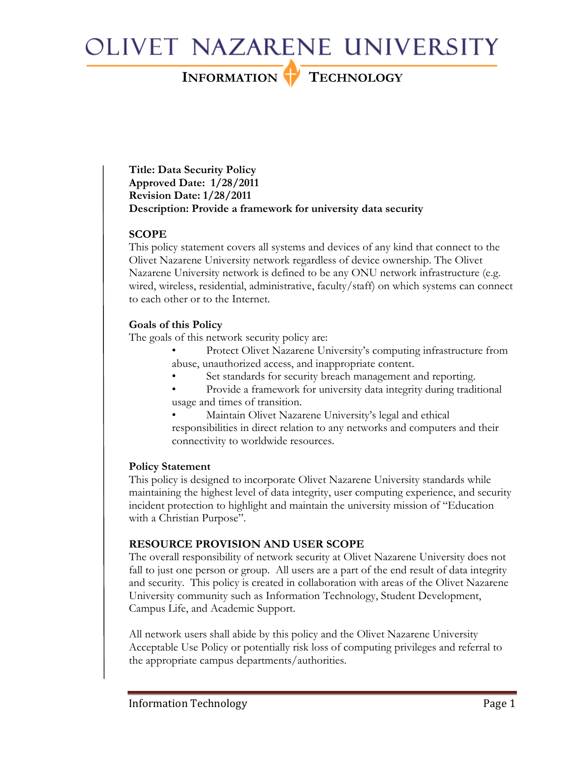# OLIVET NAZARENE UNIVERSITY

## INFORMATION TECHNOLOGY

**Title: Data Security Policy**
**Approved Date: 1/28/2011**
**Revision Date: 1/28/2011**
**Description: Provide a framework for university data security**

### SCOPE

This policy statement covers all systems and devices of any kind that connect to the Olivet Nazarene University network regardless of device ownership. The Olivet Nazarene University network is defined to be any ONU network infrastructure (e.g. wired, wireless, residential, administrative, faculty/staff) on which systems can connect to each other or to the Internet.

### Goals of this Policy

The goals of this network security policy are:

- Protect Olivet Nazarene University's computing infrastructure from abuse, unauthorized access, and inappropriate content.
- Set standards for security breach management and reporting.
- Provide a framework for university data integrity during traditional usage and times of transition.
- Maintain Olivet Nazarene University's legal and ethical responsibilities in direct relation to any networks and computers and their connectivity to worldwide resources.

### Policy Statement

This policy is designed to incorporate Olivet Nazarene University standards while maintaining the highest level of data integrity, user computing experience, and security incident protection to highlight and maintain the university mission of "Education with a Christian Purpose".

### RESOURCE PROVISION AND USER SCOPE

The overall responsibility of network security at Olivet Nazarene University does not fall to just one person or group. All users are a part of the end result of data integrity and security. This policy is created in collaboration with areas of the Olivet Nazarene University community such as Information Technology, Student Development, Campus Life, and Academic Support.

All network users shall abide by this policy and the Olivet Nazarene University Acceptable Use Policy or potentially risk loss of computing privileges and referral to the appropriate campus departments/authorities.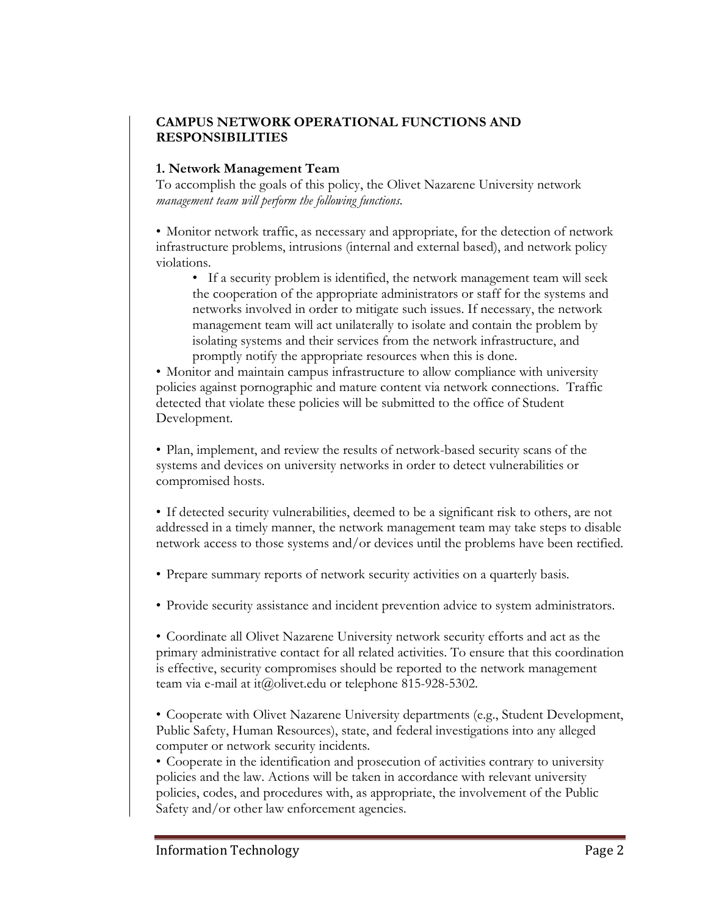**CAMPUS NETWORK OPERATIONAL FUNCTIONS AND RESPONSIBILITIES**

**1. Network Management Team**

To accomplish the goals of this policy, the Olivet Nazarene University network *management team will perform the following functions.*

- Monitor network traffic, as necessary and appropriate, for the detection of network infrastructure problems, intrusions (internal and external based), and network policy violations.
    - If a security problem is identified, the network management team will seek the cooperation of the appropriate administrators or staff for the systems and networks involved in order to mitigate such issues. If necessary, the network management team will act unilaterally to isolate and contain the problem by isolating systems and their services from the network infrastructure, and promptly notify the appropriate resources when this is done.
- Monitor and maintain campus infrastructure to allow compliance with university policies against pornographic and mature content via network connections. Traffic detected that violate these policies will be submitted to the office of Student Development.

- Plan, implement, and review the results of network-based security scans of the systems and devices on university networks in order to detect vulnerabilities or compromised hosts.

- If detected security vulnerabilities, deemed to be a significant risk to others, are not addressed in a timely manner, the network management team may take steps to disable network access to those systems and/or devices until the problems have been rectified.

- Prepare summary reports of network security activities on a quarterly basis.

- Provide security assistance and incident prevention advice to system administrators.

- Coordinate all Olivet Nazarene University network security efforts and act as the primary administrative contact for all related activities. To ensure that this coordination is effective, security compromises should be reported to the network management team via e-mail at it@olivet.edu or telephone 815-928-5302.

- Cooperate with Olivet Nazarene University departments (e.g., Student Development, Public Safety, Human Resources), state, and federal investigations into any alleged computer or network security incidents.
- Cooperate in the identification and prosecution of activities contrary to university policies and the law. Actions will be taken in accordance with relevant university policies, codes, and procedures with, as appropriate, the involvement of the Public Safety and/or other law enforcement agencies.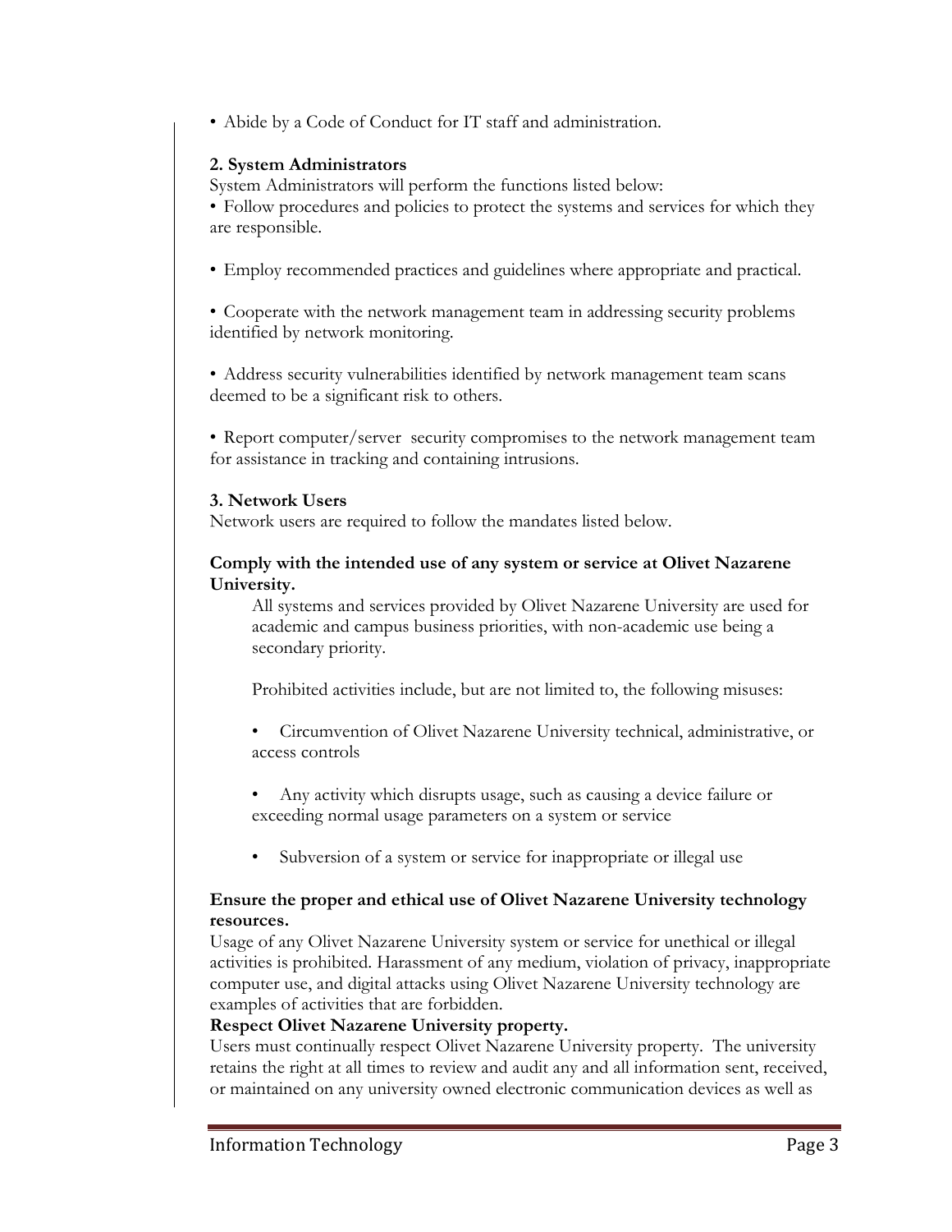• Abide by a Code of Conduct for IT staff and administration.

**2. System Administrators**

System Administrators will perform the functions listed below:

• Follow procedures and policies to protect the systems and services for which they are responsible.

• Employ recommended practices and guidelines where appropriate and practical.

• Cooperate with the network management team in addressing security problems identified by network monitoring.

• Address security vulnerabilities identified by network management team scans deemed to be a significant risk to others.

• Report computer/server security compromises to the network management team for assistance in tracking and containing intrusions.

**3. Network Users**

Network users are required to follow the mandates listed below.

**Comply with the intended use of any system or service at Olivet Nazarene University.**

All systems and services provided by Olivet Nazarene University are used for academic and campus business priorities, with non-academic use being a secondary priority.

Prohibited activities include, but are not limited to, the following misuses:

- Circumvention of Olivet Nazarene University technical, administrative, or access controls

- Any activity which disrupts usage, such as causing a device failure or exceeding normal usage parameters on a system or service

- Subversion of a system or service for inappropriate or illegal use

**Ensure the proper and ethical use of Olivet Nazarene University technology resources.**

Usage of any Olivet Nazarene University system or service for unethical or illegal activities is prohibited. Harassment of any medium, violation of privacy, inappropriate computer use, and digital attacks using Olivet Nazarene University technology are examples of activities that are forbidden.

**Respect Olivet Nazarene University property.**

Users must continually respect Olivet Nazarene University property. The university retains the right at all times to review and audit any and all information sent, received, or maintained on any university owned electronic communication devices as well as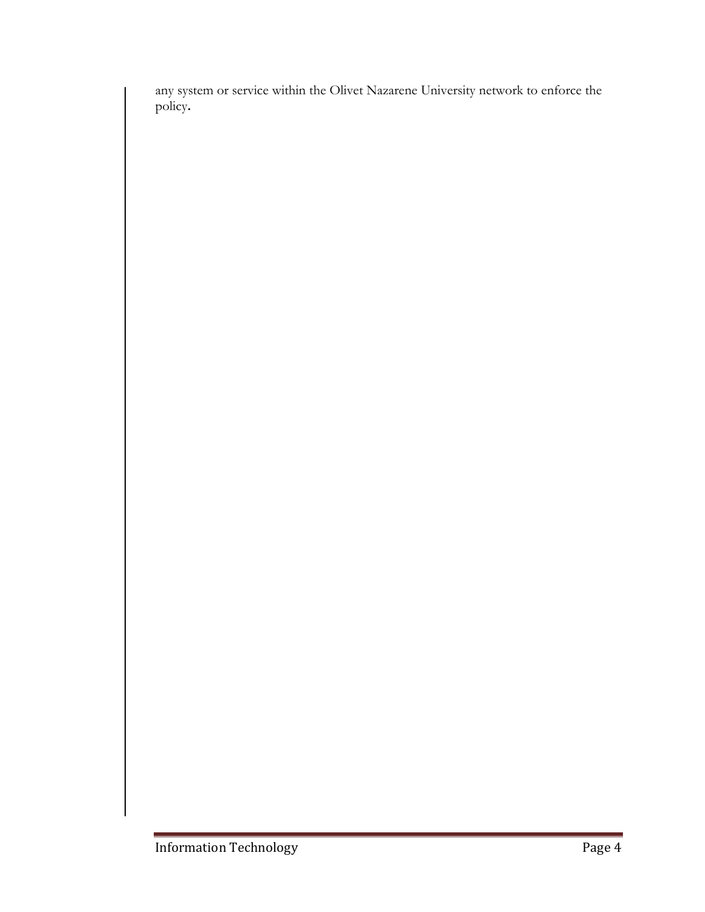any system or service within the Olivet Nazarene University network to enforce the policy.